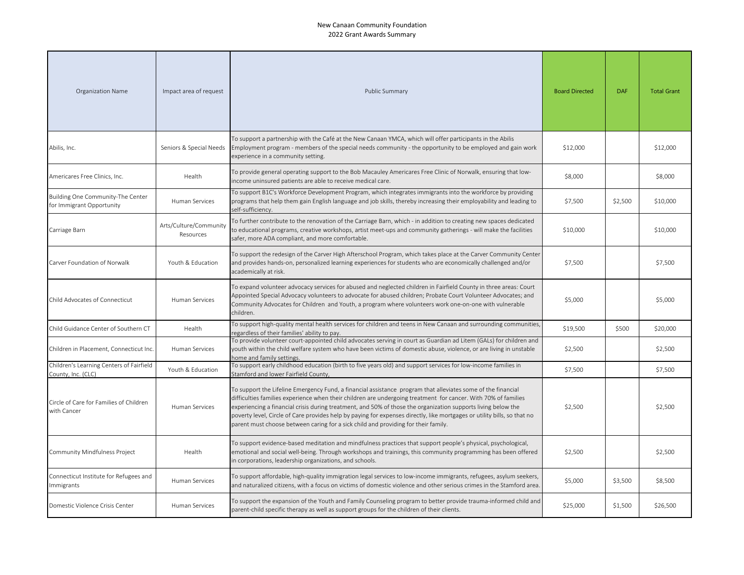# New Canaan Community Foundation
## 2022 Grant Awards Summary

| Organization Name | Impact area of request | Public Summary | Board Directed | DAF | Total Grant |
|---|---|---|---|---|---|
| Abilis, Inc. | Seniors & Special Needs | To support a partnership with the Café at the New Canaan YMCA, which will offer participants in the Abilis Employment program - members of the special needs community - the opportunity to be employed and gain work experience in a community setting. | $12,000 | | $12,000 |
| Americares Free Clinics, Inc. | Health | To provide general operating support to the Bob Macauley Americares Free Clinic of Norwalk, ensuring that low-income uninsured patients are able to receive medical care. | $8,000 | | $8,000 |
| Building One Community-The Center for Immigrant Opportunity | Human Services | To support B1C's Workforce Development Program, which integrates immigrants into the workforce by providing programs that help them gain English language and job skills, thereby increasing their employability and leading to self-sufficiency. | $7,500 | $2,500 | $10,000 |
| Carriage Barn | Arts/Culture/Community Resources | To further contribute to the renovation of the Carriage Barn, which - in addition to creating new spaces dedicated to educational programs, creative workshops, artist meet-ups and community gatherings - will make the facilities safer, more ADA compliant, and more comfortable. | $10,000 | | $10,000 |
| Carver Foundation of Norwalk | Youth & Education | To support the redesign of the Carver High Afterschool Program, which takes place at the Carver Community Center and provides hands-on, personalized learning experiences for students who are economically challenged and/or academically at risk. | $7,500 | | $7,500 |
| Child Advocates of Connecticut | Human Services | To expand volunteer advocacy services for abused and neglected children in Fairfield County in three areas: Court Appointed Special Advocacy volunteers to advocate for abused children; Probate Court Volunteer Advocates; and Community Advocates for Children and Youth, a program where volunteers work one-on-one with vulnerable children. | $5,000 | | $5,000 |
| Child Guidance Center of Southern CT | Health | To support high-quality mental health services for children and teens in New Canaan and surrounding communities, regardless of their families' ability to pay. | $19,500 | $500 | $20,000 |
| Children in Placement, Connecticut Inc. | Human Services | To provide volunteer court-appointed child advocates serving in court as Guardian ad Litem (GALs) for children and youth within the child welfare system who have been victims of domestic abuse, violence, or are living in unstable home and family settings. | $2,500 | | $2,500 |
| Children's Learning Centers of Fairfield County, Inc. (CLC) | Youth & Education | To support early childhood education (birth to five years old) and support services for low-income families in Stamford and lower Fairfield County, | $7,500 | | $7,500 |
| Circle of Care for Families of Children with Cancer | Human Services | To support the Lifeline Emergency Fund, a financial assistance program that alleviates some of the financial difficulties families experience when their children are undergoing treatment for cancer. With 70% of families experiencing a financial crisis during treatment, and 50% of those the organization supports living below the poverty level, Circle of Care provides help by paying for expenses directly, like mortgages or utility bills, so that no parent must choose between caring for a sick child and providing for their family. | $2,500 | | $2,500 |
| Community Mindfulness Project | Health | To support evidence-based meditation and mindfulness practices that support people's physical, psychological, emotional and social well-being. Through workshops and trainings, this community programming has been offered in corporations, leadership organizations, and schools. | $2,500 | | $2,500 |
| Connecticut Institute for Refugees and Immigrants | Human Services | To support affordable, high-quality immigration legal services to low-income immigrants, refugees, asylum seekers, and naturalized citizens, with a focus on victims of domestic violence and other serious crimes in the Stamford area. | $5,000 | $3,500 | $8,500 |
| Domestic Violence Crisis Center | Human Services | To support the expansion of the Youth and Family Counseling program to better provide trauma-informed child and parent-child specific therapy as well as support groups for the children of their clients. | $25,000 | $1,500 | $26,500 |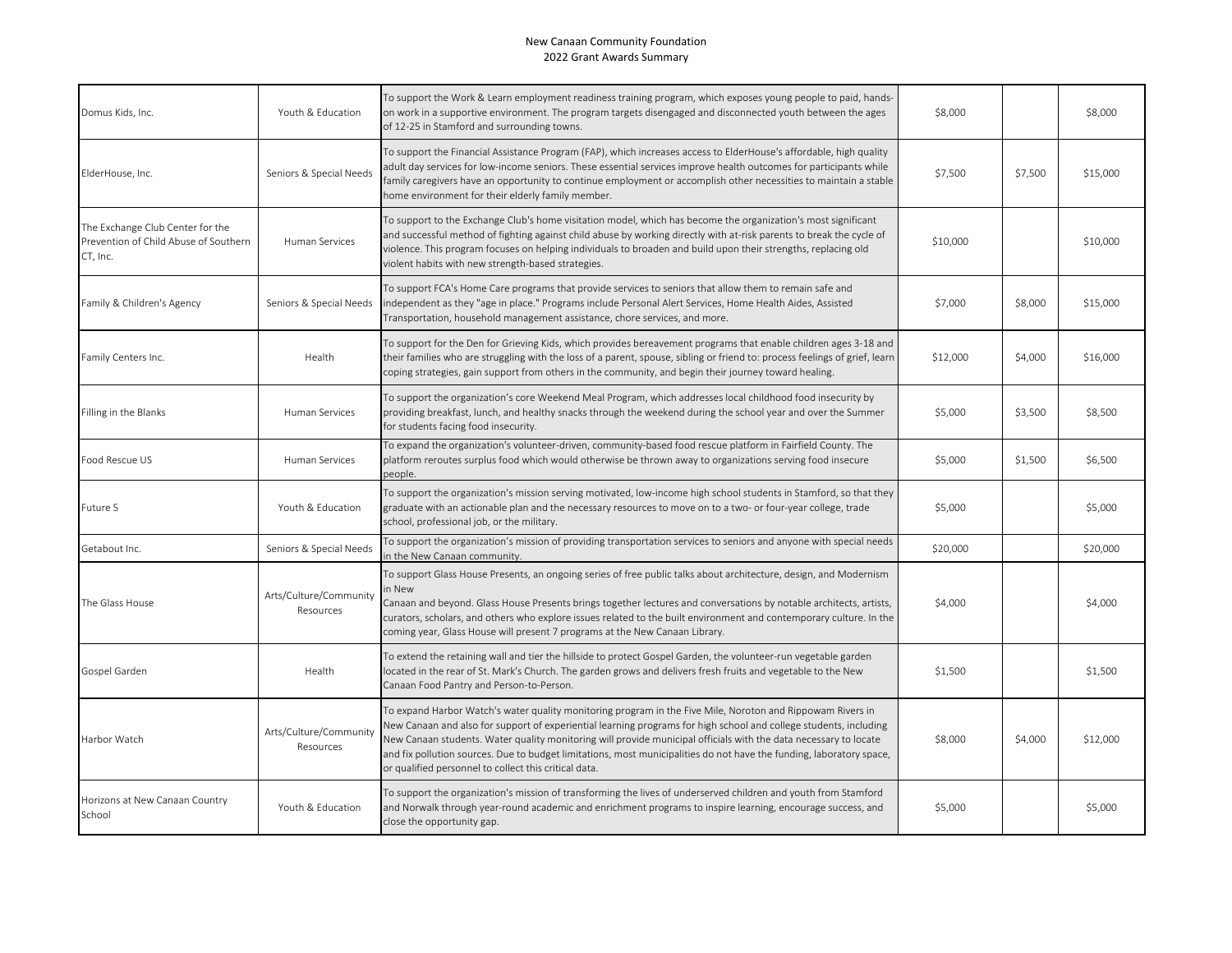New Canaan Community Foundation
2022 Grant Awards Summary

| | | | | | |
|---|---|---|---|---|---|
| Domus Kids, Inc. | Youth & Education | To support the Work & Learn employment readiness training program, which exposes young people to paid, hands-on work in a supportive environment. The program targets disengaged and disconnected youth between the ages of 12-25 in Stamford and surrounding towns. | $8,000 | | $8,000 |
| ElderHouse, Inc. | Seniors & Special Needs | To support the Financial Assistance Program (FAP), which increases access to ElderHouse's affordable, high quality adult day services for low-income seniors. These essential services improve health outcomes for participants while family caregivers have an opportunity to continue employment or accomplish other necessities to maintain a stable home environment for their elderly family member. | $7,500 | $7,500 | $15,000 |
| The Exchange Club Center for the Prevention of Child Abuse of Southern CT, Inc. | Human Services | To support to the Exchange Club's home visitation model, which has become the organization's most significant and successful method of fighting against child abuse by working directly with at-risk parents to break the cycle of violence. This program focuses on helping individuals to broaden and build upon their strengths, replacing old violent habits with new strength-based strategies. | $10,000 | | $10,000 |
| Family & Children's Agency | Seniors & Special Needs | To support FCA's Home Care programs that provide services to seniors that allow them to remain safe and independent as they "age in place." Programs include Personal Alert Services, Home Health Aides, Assisted Transportation, household management assistance, chore services, and more. | $7,000 | $8,000 | $15,000 |
| Family Centers Inc. | Health | To support for the Den for Grieving Kids, which provides bereavement programs that enable children ages 3-18 and their families who are struggling with the loss of a parent, spouse, sibling or friend to: process feelings of grief, learn coping strategies, gain support from others in the community, and begin their journey toward healing. | $12,000 | $4,000 | $16,000 |
| Filling in the Blanks | Human Services | To support the organization's core Weekend Meal Program, which addresses local childhood food insecurity by providing breakfast, lunch, and healthy snacks through the weekend during the school year and over the Summer for students facing food insecurity. | $5,000 | $3,500 | $8,500 |
| Food Rescue US | Human Services | To expand the organization's volunteer-driven, community-based food rescue platform in Fairfield County. The platform reroutes surplus food which would otherwise be thrown away to organizations serving food insecure people. | $5,000 | $1,500 | $6,500 |
| Future 5 | Youth & Education | To support the organization's mission serving motivated, low-income high school students in Stamford, so that they graduate with an actionable plan and the necessary resources to move on to a two- or four-year college, trade school, professional job, or the military. | $5,000 | | $5,000 |
| Getabout Inc. | Seniors & Special Needs | To support the organization's mission of providing transportation services to seniors and anyone with special needs in the New Canaan community. | $20,000 | | $20,000 |
| The Glass House | Arts/Culture/Community Resources | To support Glass House Presents, an ongoing series of free public talks about architecture, design, and Modernism in New Canaan and beyond. Glass House Presents brings together lectures and conversations by notable architects, artists, curators, scholars, and others who explore issues related to the built environment and contemporary culture. In the coming year, Glass House will present 7 programs at the New Canaan Library. | $4,000 | | $4,000 |
| Gospel Garden | Health | To extend the retaining wall and tier the hillside to protect Gospel Garden, the volunteer-run vegetable garden located in the rear of St. Mark's Church. The garden grows and delivers fresh fruits and vegetable to the New Canaan Food Pantry and Person-to-Person. | $1,500 | | $1,500 |
| Harbor Watch | Arts/Culture/Community Resources | To expand Harbor Watch's water quality monitoring program in the Five Mile, Noroton and Rippowam Rivers in New Canaan and also for support of experiential learning programs for high school and college students, including New Canaan students. Water quality monitoring will provide municipal officials with the data necessary to locate and fix pollution sources. Due to budget limitations, most municipalities do not have the funding, laboratory space, or qualified personnel to collect this critical data. | $8,000 | $4,000 | $12,000 |
| Horizons at New Canaan Country School | Youth & Education | To support the organization's mission of transforming the lives of underserved children and youth from Stamford and Norwalk through year-round academic and enrichment programs to inspire learning, encourage success, and close the opportunity gap. | $5,000 | | $5,000 |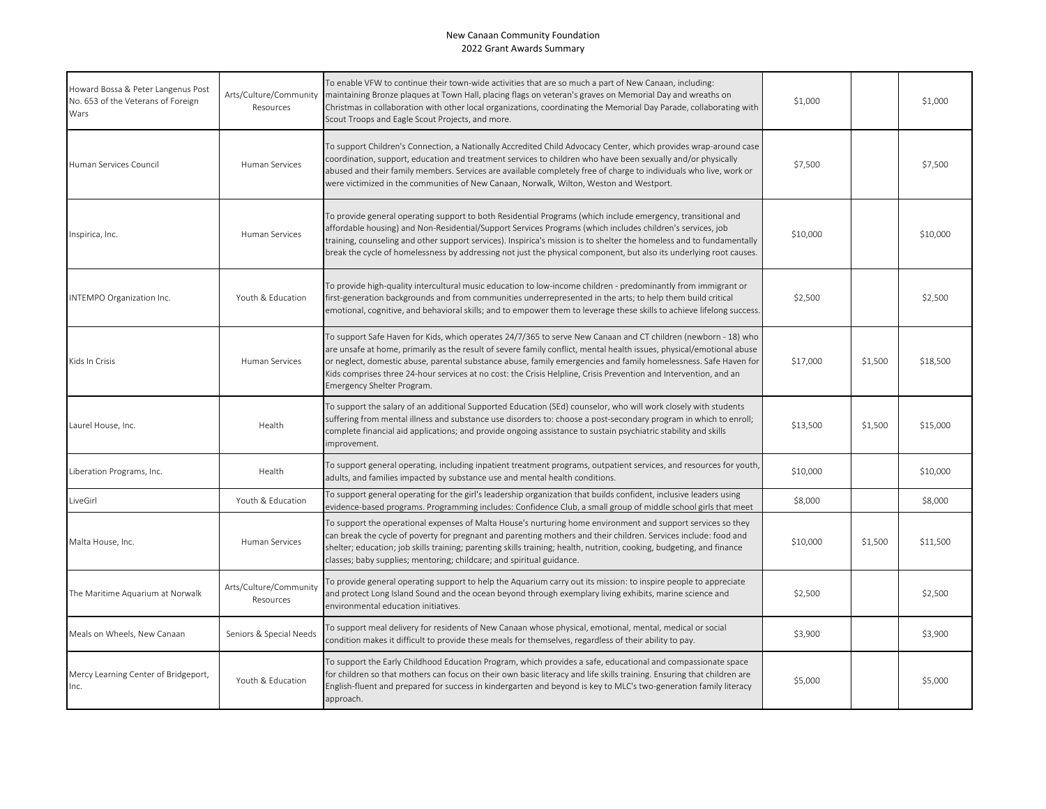New Canaan Community Foundation
2022 Grant Awards Summary

| | | | | | |
|---|---|---|---|---|---|
| Howard Bossa & Peter Langenus Post No. 653 of the Veterans of Foreign Wars | Arts/Culture/Community Resources | To enable VFW to continue their town-wide activities that are so much a part of New Canaan, including: maintaining Bronze plaques at Town Hall, placing flags on veteran's graves on Memorial Day and wreaths on Christmas in collaboration with other local organizations, coordinating the Memorial Day Parade, collaborating with Scout Troops and Eagle Scout Projects, and more. | $1,000 | | $1,000 |
| Human Services Council | Human Services | To support Children's Connection, a Nationally Accredited Child Advocacy Center, which provides wrap-around case coordination, support, education and treatment services to children who have been sexually and/or physically abused and their family members. Services are available completely free of charge to individuals who live, work or were victimized in the communities of New Canaan, Norwalk, Wilton, Weston and Westport. | $7,500 | | $7,500 |
| Inspirica, Inc. | Human Services | To provide general operating support to both Residential Programs (which include emergency, transitional and affordable housing) and Non-Residential/Support Services Programs (which includes children's services, job training, counseling and other support services). Inspirica's mission is to shelter the homeless and to fundamentally break the cycle of homelessness by addressing not just the physical component, but also its underlying root causes. | $10,000 | | $10,000 |
| INTEMPO Organization Inc. | Youth & Education | To provide high-quality intercultural music education to low-income children - predominantly from immigrant or first-generation backgrounds and from communities underrepresented in the arts; to help them build critical emotional, cognitive, and behavioral skills; and to empower them to leverage these skills to achieve lifelong success. | $2,500 | | $2,500 |
| Kids In Crisis | Human Services | To support Safe Haven for Kids, which operates 24/7/365 to serve New Canaan and CT children (newborn - 18) who are unsafe at home, primarily as the result of severe family conflict, mental health issues, physical/emotional abuse or neglect, domestic abuse, parental substance abuse, family emergencies and family homelessness. Safe Haven for Kids comprises three 24-hour services at no cost: the Crisis Helpline, Crisis Prevention and Intervention, and an Emergency Shelter Program. | $17,000 | $1,500 | $18,500 |
| Laurel House, Inc. | Health | To support the salary of an additional Supported Education (SEd) counselor, who will work closely with students suffering from mental illness and substance use disorders to: choose a post-secondary program in which to enroll; complete financial aid applications; and provide ongoing assistance to sustain psychiatric stability and skills improvement. | $13,500 | $1,500 | $15,000 |
| Liberation Programs, Inc. | Health | To support general operating, including inpatient treatment programs, outpatient services, and resources for youth, adults, and families impacted by substance use and mental health conditions. | $10,000 | | $10,000 |
| LiveGirl | Youth & Education | To support general operating for the girl's leadership organization that builds confident, inclusive leaders using evidence-based programs. Programming includes: Confidence Club, a small group of middle school girls that meet | $8,000 | | $8,000 |
| Malta House, Inc. | Human Services | To support the operational expenses of Malta House's nurturing home environment and support services so they can break the cycle of poverty for pregnant and parenting mothers and their children. Services include: food and shelter; education; job skills training; parenting skills training; health, nutrition, cooking, budgeting, and finance classes; baby supplies; mentoring; childcare; and spiritual guidance. | $10,000 | $1,500 | $11,500 |
| The Maritime Aquarium at Norwalk | Arts/Culture/Community Resources | To provide general operating support to help the Aquarium carry out its mission: to inspire people to appreciate and protect Long Island Sound and the ocean beyond through exemplary living exhibits, marine science and environmental education initiatives. | $2,500 | | $2,500 |
| Meals on Wheels, New Canaan | Seniors & Special Needs | To support meal delivery for residents of New Canaan whose physical, emotional, mental, medical or social condition makes it difficult to provide these meals for themselves, regardless of their ability to pay. | $3,900 | | $3,900 |
| Mercy Learning Center of Bridgeport, Inc. | Youth & Education | To support the Early Childhood Education Program, which provides a safe, educational and compassionate space for children so that mothers can focus on their own basic literacy and life skills training. Ensuring that children are English-fluent and prepared for success in kindergarten and beyond is key to MLC's two-generation family literacy approach. | $5,000 | | $5,000 |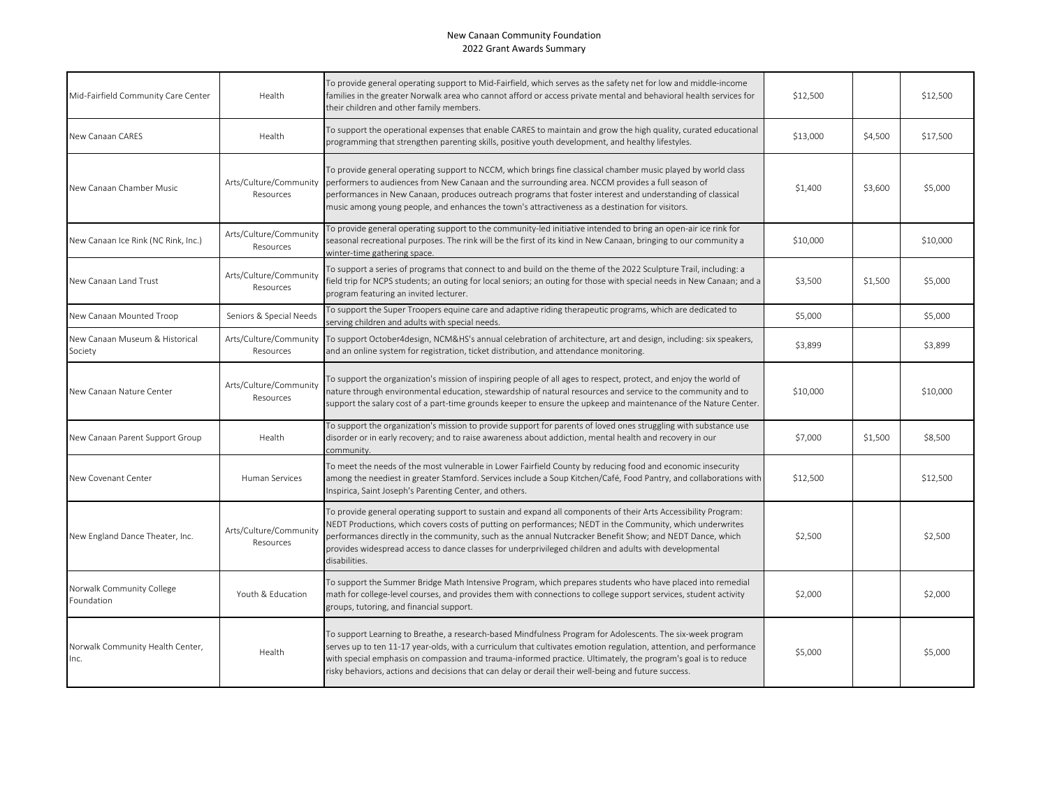New Canaan Community Foundation
2022 Grant Awards Summary

| | | | | | |
|---|---|---|---|---|---|
| Mid-Fairfield Community Care Center | Health | To provide general operating support to Mid-Fairfield, which serves as the safety net for low and middle-income families in the greater Norwalk area who cannot afford or access private mental and behavioral health services for their children and other family members. | $12,500 | | $12,500 |
| New Canaan CARES | Health | To support the operational expenses that enable CARES to maintain and grow the high quality, curated educational programming that strengthen parenting skills, positive youth development, and healthy lifestyles. | $13,000 | $4,500 | $17,500 |
| New Canaan Chamber Music | Arts/Culture/Community Resources | To provide general operating support to NCCM, which brings fine classical chamber music played by world class performers to audiences from New Canaan and the surrounding area. NCCM provides a full season of performances in New Canaan, produces outreach programs that foster interest and understanding of classical music among young people, and enhances the town's attractiveness as a destination for visitors. | $1,400 | $3,600 | $5,000 |
| New Canaan Ice Rink (NC Rink, Inc.) | Arts/Culture/Community Resources | To provide general operating support to the community-led initiative intended to bring an open-air ice rink for seasonal recreational purposes. The rink will be the first of its kind in New Canaan, bringing to our community a winter-time gathering space. | $10,000 | | $10,000 |
| New Canaan Land Trust | Arts/Culture/Community Resources | To support a series of programs that connect to and build on the theme of the 2022 Sculpture Trail, including: a field trip for NCPS students; an outing for local seniors; an outing for those with special needs in New Canaan; and a program featuring an invited lecturer. | $3,500 | $1,500 | $5,000 |
| New Canaan Mounted Troop | Seniors & Special Needs | To support the Super Troopers equine care and adaptive riding therapeutic programs, which are dedicated to serving children and adults with special needs. | $5,000 | | $5,000 |
| New Canaan Museum & Historical Society | Arts/Culture/Community Resources | To support October4design, NCM&HS's annual celebration of architecture, art and design, including: six speakers, and an online system for registration, ticket distribution, and attendance monitoring. | $3,899 | | $3,899 |
| New Canaan Nature Center | Arts/Culture/Community Resources | To support the organization's mission of inspiring people of all ages to respect, protect, and enjoy the world of nature through environmental education, stewardship of natural resources and service to the community and to support the salary cost of a part-time grounds keeper to ensure the upkeep and maintenance of the Nature Center. | $10,000 | | $10,000 |
| New Canaan Parent Support Group | Health | To support the organization's mission to provide support for parents of loved ones struggling with substance use disorder or in early recovery; and to raise awareness about addiction, mental health and recovery in our community. | $7,000 | $1,500 | $8,500 |
| New Covenant Center | Human Services | To meet the needs of the most vulnerable in Lower Fairfield County by reducing food and economic insecurity among the neediest in greater Stamford. Services include a Soup Kitchen/Café, Food Pantry, and collaborations with Inspirica, Saint Joseph's Parenting Center, and others. | $12,500 | | $12,500 |
| New England Dance Theater, Inc. | Arts/Culture/Community Resources | To provide general operating support to sustain and expand all components of their Arts Accessibility Program: NEDT Productions, which covers costs of putting on performances; NEDT in the Community, which underwrites performances directly in the community, such as the annual Nutcracker Benefit Show; and NEDT Dance, which provides widespread access to dance classes for underprivileged children and adults with developmental disabilities. | $2,500 | | $2,500 |
| Norwalk Community College Foundation | Youth & Education | To support the Summer Bridge Math Intensive Program, which prepares students who have placed into remedial math for college-level courses, and provides them with connections to college support services, student activity groups, tutoring, and financial support. | $2,000 | | $2,000 |
| Norwalk Community Health Center, Inc. | Health | To support Learning to Breathe, a research-based Mindfulness Program for Adolescents. The six-week program serves up to ten 11-17 year-olds, with a curriculum that cultivates emotion regulation, attention, and performance with special emphasis on compassion and trauma-informed practice. Ultimately, the program's goal is to reduce risky behaviors, actions and decisions that can delay or derail their well-being and future success. | $5,000 | | $5,000 |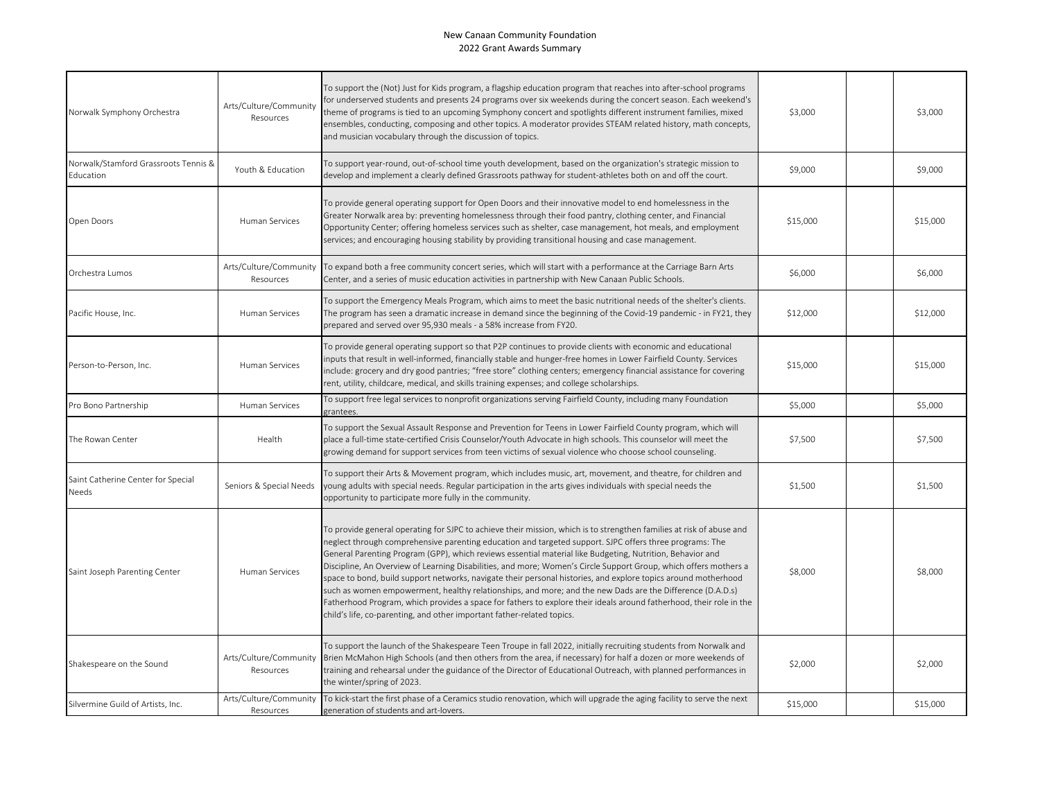New Canaan Community Foundation
2022 Grant Awards Summary

| | | | | | |
|---|---|---|---|---|---|
| Norwalk Symphony Orchestra | Arts/Culture/Community Resources | To support the (Not) Just for Kids program, a flagship education program that reaches into after-school programs for underserved students and presents 24 programs over six weekends during the concert season. Each weekend's theme of programs is tied to an upcoming Symphony concert and spotlights different instrument families, mixed ensembles, conducting, composing and other topics. A moderator provides STEAM related history, math concepts, and musician vocabulary through the discussion of topics. | $3,000 | | $3,000 |
| Norwalk/Stamford Grassroots Tennis & Education | Youth & Education | To support year-round, out-of-school time youth development, based on the organization's strategic mission to develop and implement a clearly defined Grassroots pathway for student-athletes both on and off the court. | $9,000 | | $9,000 |
| Open Doors | Human Services | To provide general operating support for Open Doors and their innovative model to end homelessness in the Greater Norwalk area by: preventing homelessness through their food pantry, clothing center, and Financial Opportunity Center; offering homeless services such as shelter, case management, hot meals, and employment services; and encouraging housing stability by providing transitional housing and case management. | $15,000 | | $15,000 |
| Orchestra Lumos | Arts/Culture/Community Resources | To expand both a free community concert series, which will start with a performance at the Carriage Barn Arts Center, and a series of music education activities in partnership with New Canaan Public Schools. | $6,000 | | $6,000 |
| Pacific House, Inc. | Human Services | To support the Emergency Meals Program, which aims to meet the basic nutritional needs of the shelter's clients. The program has seen a dramatic increase in demand since the beginning of the Covid-19 pandemic - in FY21, they prepared and served over 95,930 meals - a 58% increase from FY20. | $12,000 | | $12,000 |
| Person-to-Person, Inc. | Human Services | To provide general operating support so that P2P continues to provide clients with economic and educational inputs that result in well-informed, financially stable and hunger-free homes in Lower Fairfield County. Services include: grocery and dry good pantries; "free store" clothing centers; emergency financial assistance for covering rent, utility, childcare, medical, and skills training expenses; and college scholarships. | $15,000 | | $15,000 |
| Pro Bono Partnership | Human Services | To support free legal services to nonprofit organizations serving Fairfield County, including many Foundation grantees. | $5,000 | | $5,000 |
| The Rowan Center | Health | To support the Sexual Assault Response and Prevention for Teens in Lower Fairfield County program, which will place a full-time state-certified Crisis Counselor/Youth Advocate in high schools. This counselor will meet the growing demand for support services from teen victims of sexual violence who choose school counseling. | $7,500 | | $7,500 |
| Saint Catherine Center for Special Needs | Seniors & Special Needs | To support their Arts & Movement program, which includes music, art, movement, and theatre, for children and young adults with special needs. Regular participation in the arts gives individuals with special needs the opportunity to participate more fully in the community. | $1,500 | | $1,500 |
| Saint Joseph Parenting Center | Human Services | To provide general operating for SJPC to achieve their mission, which is to strengthen families at risk of abuse and neglect through comprehensive parenting education and targeted support. SJPC offers three programs: The General Parenting Program (GPP), which reviews essential material like Budgeting, Nutrition, Behavior and Discipline, An Overview of Learning Disabilities, and more; Women's Circle Support Group, which offers mothers a space to bond, build support networks, navigate their personal histories, and explore topics around motherhood such as women empowerment, healthy relationships, and more; and the new Dads are the Difference (D.A.D.s) Fatherhood Program, which provides a space for fathers to explore their ideals around fatherhood, their role in the child's life, co-parenting, and other important father-related topics. | $8,000 | | $8,000 |
| Shakespeare on the Sound | Arts/Culture/Community Resources | To support the launch of the Shakespeare Teen Troupe in fall 2022, initially recruiting students from Norwalk and Brien McMahon High Schools (and then others from the area, if necessary) for half a dozen or more weekends of training and rehearsal under the guidance of the Director of Educational Outreach, with planned performances in the winter/spring of 2023. | $2,000 | | $2,000 |
| Silvermine Guild of Artists, Inc. | Arts/Culture/Community Resources | To kick-start the first phase of a Ceramics studio renovation, which will upgrade the aging facility to serve the next generation of students and art-lovers. | $15,000 | | $15,000 |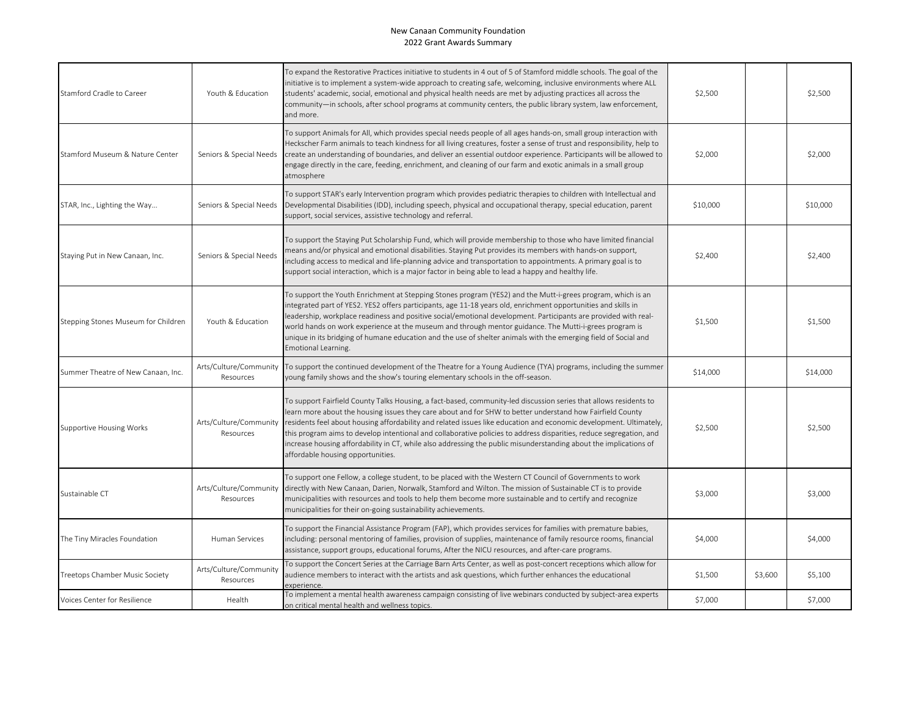New Canaan Community Foundation
2022 Grant Awards Summary

| | | | | | |
|---|---|---|---|---|---|
| Stamford Cradle to Career | Youth & Education | To expand the Restorative Practices initiative to students in 4 out of 5 of Stamford middle schools. The goal of the initiative is to implement a system-wide approach to creating safe, welcoming, inclusive environments where ALL students' academic, social, emotional and physical health needs are met by adjusting practices all across the community—in schools, after school programs at community centers, the public library system, law enforcement, and more. | $2,500 | | $2,500 |
| Stamford Museum & Nature Center | Seniors & Special Needs | To support Animals for All, which provides special needs people of all ages hands-on, small group interaction with Heckscher Farm animals to teach kindness for all living creatures, foster a sense of trust and responsibility, help to create an understanding of boundaries, and deliver an essential outdoor experience. Participants will be allowed to engage directly in the care, feeding, enrichment, and cleaning of our farm and exotic animals in a small group atmosphere | $2,000 | | $2,000 |
| STAR, Inc., Lighting the Way... | Seniors & Special Needs | To support STAR's early Intervention program which provides pediatric therapies to children with Intellectual and Developmental Disabilities (IDD), including speech, physical and occupational therapy, special education, parent support, social services, assistive technology and referral. | $10,000 | | $10,000 |
| Staying Put in New Canaan, Inc. | Seniors & Special Needs | To support the Staying Put Scholarship Fund, which will provide membership to those who have limited financial means and/or physical and emotional disabilities. Staying Put provides its members with hands-on support, including access to medical and life-planning advice and transportation to appointments. A primary goal is to support social interaction, which is a major factor in being able to lead a happy and healthy life. | $2,400 | | $2,400 |
| Stepping Stones Museum for Children | Youth & Education | To support the Youth Enrichment at Stepping Stones program (YES2) and the Mutt-i-grees program, which is an integrated part of YES2. YES2 offers participants, age 11-18 years old, enrichment opportunities and skills in leadership, workplace readiness and positive social/emotional development. Participants are provided with real-world hands on work experience at the museum and through mentor guidance. The Mutti-i-grees program is unique in its bridging of humane education and the use of shelter animals with the emerging field of Social and Emotional Learning. | $1,500 | | $1,500 |
| Summer Theatre of New Canaan, Inc. | Arts/Culture/Community Resources | To support the continued development of the Theatre for a Young Audience (TYA) programs, including the summer young family shows and the show's touring elementary schools in the off-season. | $14,000 | | $14,000 |
| Supportive Housing Works | Arts/Culture/Community Resources | To support Fairfield County Talks Housing, a fact-based, community-led discussion series that allows residents to learn more about the housing issues they care about and for SHW to better understand how Fairfield County residents feel about housing affordability and related issues like education and economic development. Ultimately, this program aims to develop intentional and collaborative policies to address disparities, reduce segregation, and increase housing affordability in CT, while also addressing the public misunderstanding about the implications of affordable housing opportunities. | $2,500 | | $2,500 |
| Sustainable CT | Arts/Culture/Community Resources | To support one Fellow, a college student, to be placed with the Western CT Council of Governments to work directly with New Canaan, Darien, Norwalk, Stamford and Wilton. The mission of Sustainable CT is to provide municipalities with resources and tools to help them become more sustainable and to certify and recognize municipalities for their on-going sustainability achievements. | $3,000 | | $3,000 |
| The Tiny Miracles Foundation | Human Services | To support the Financial Assistance Program (FAP), which provides services for families with premature babies, including: personal mentoring of families, provision of supplies, maintenance of family resource rooms, financial assistance, support groups, educational forums, After the NICU resources, and after-care programs. | $4,000 | | $4,000 |
| Treetops Chamber Music Society | Arts/Culture/Community Resources | To support the Concert Series at the Carriage Barn Arts Center, as well as post-concert receptions which allow for audience members to interact with the artists and ask questions, which further enhances the educational experience. | $1,500 | $3,600 | $5,100 |
| Voices Center for Resilience | Health | To implement a mental health awareness campaign consisting of live webinars conducted by subject-area experts on critical mental health and wellness topics. | $7,000 | | $7,000 |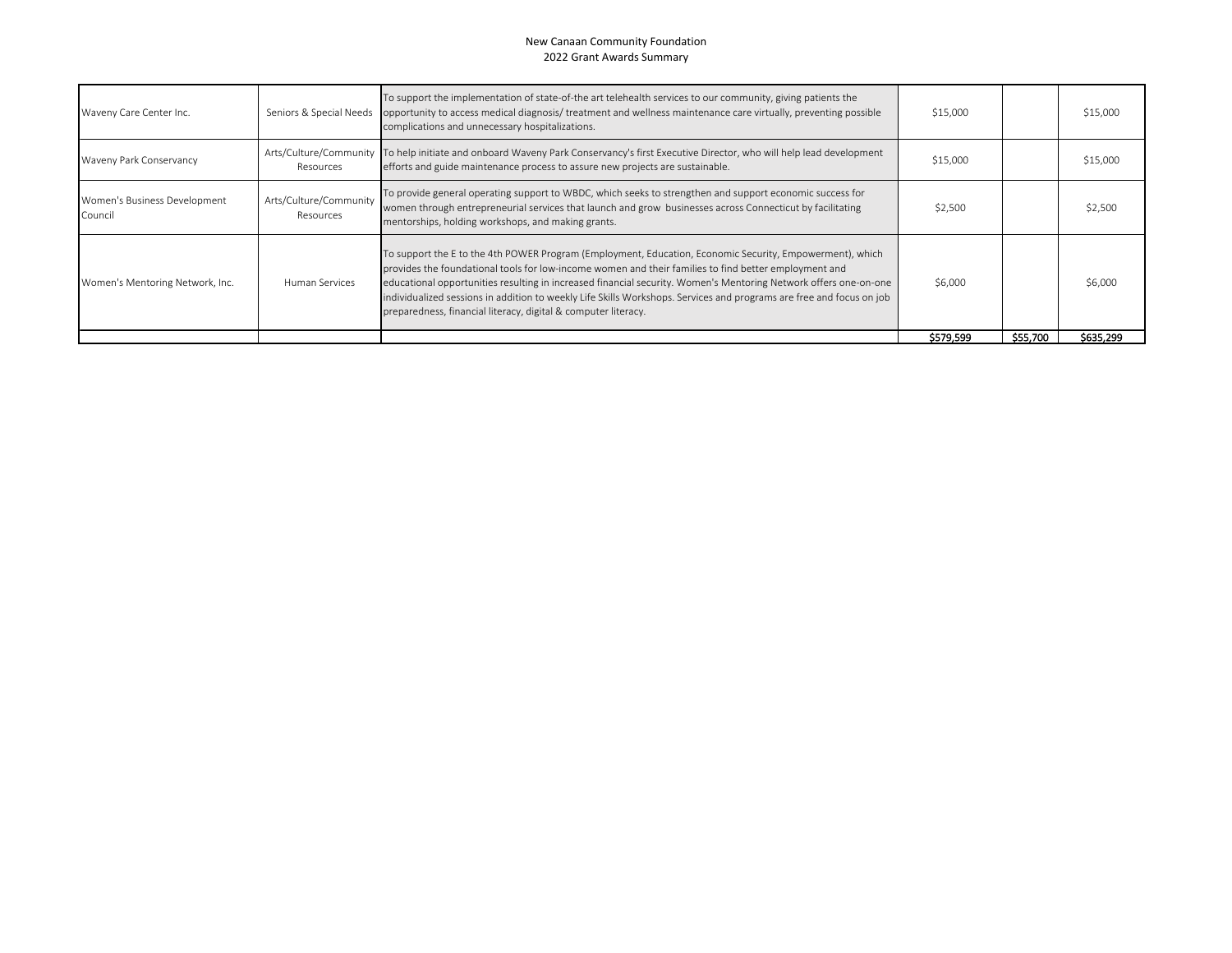New Canaan Community Foundation
2022 Grant Awards Summary

| | | | | | |
|---|---|---|---|---|---|
| Waveny Care Center Inc. | Seniors & Special Needs | To support the implementation of state-of-the art telehealth services to our community, giving patients the opportunity to access medical diagnosis/ treatment and wellness maintenance care virtually, preventing possible complications and unnecessary hospitalizations. | $15,000 | | $15,000 |
| Waveny Park Conservancy | Arts/Culture/Community Resources | To help initiate and onboard Waveny Park Conservancy's first Executive Director, who will help lead development efforts and guide maintenance process to assure new projects are sustainable. | $15,000 | | $15,000 |
| Women's Business Development Council | Arts/Culture/Community Resources | To provide general operating support to WBDC, which seeks to strengthen and support economic success for women through entrepreneurial services that launch and grow businesses across Connecticut by facilitating mentorships, holding workshops, and making grants. | $2,500 | | $2,500 |
| Women's Mentoring Network, Inc. | Human Services | To support the E to the 4th POWER Program (Employment, Education, Economic Security, Empowerment), which provides the foundational tools for low-income women and their families to find better employment and educational opportunities resulting in increased financial security. Women's Mentoring Network offers one-on-one individualized sessions in addition to weekly Life Skills Workshops. Services and programs are free and focus on job preparedness, financial literacy, digital & computer literacy. | $6,000 | | $6,000 |
| | | | $579,599 | $55,700 | $635,299 |